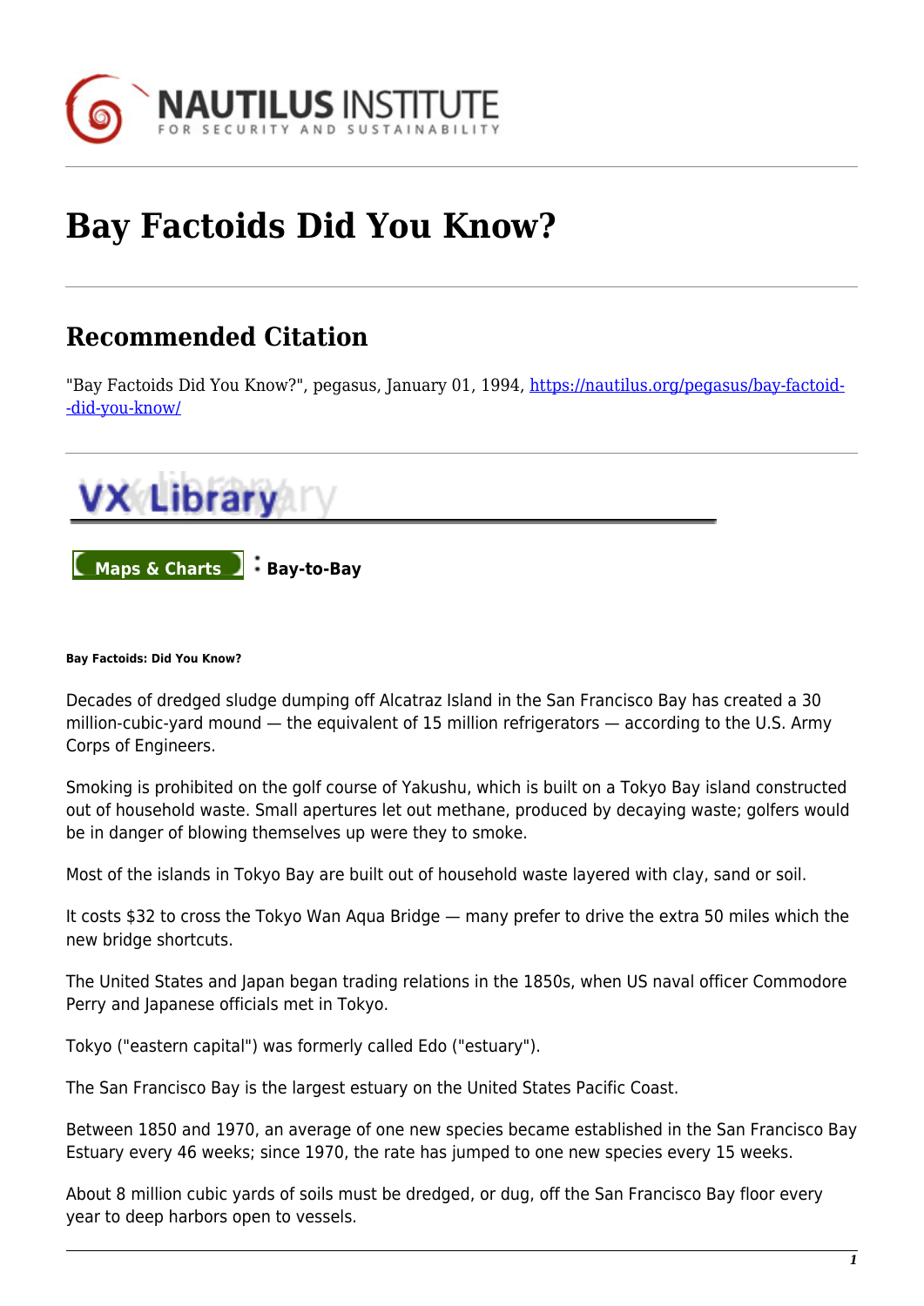# Bay Factoids Did You Know?

## Recommended Citation

"Bay Factoids Did You Know?", pegasus, January 01, 1994, https://nautilus.org/pegasus/bay-factoid--did-you-know/

VX Library

Maps & Charts : Bay-to-Bay

**Bay Factoids: Did You Know?**

Decades of dredged sludge dumping off Alcatraz Island in the San Francisco Bay has created a 30 million-cubic-yard mound — the equivalent of 15 million refrigerators — according to the U.S. Army Corps of Engineers.

Smoking is prohibited on the golf course of Yakushu, which is built on a Tokyo Bay island constructed out of household waste. Small apertures let out methane, produced by decaying waste; golfers would be in danger of blowing themselves up were they to smoke.

Most of the islands in Tokyo Bay are built out of household waste layered with clay, sand or soil.

It costs $32 to cross the Tokyo Wan Aqua Bridge — many prefer to drive the extra 50 miles which the new bridge shortcuts.

The United States and Japan began trading relations in the 1850s, when US naval officer Commodore Perry and Japanese officials met in Tokyo.

Tokyo ("eastern capital") was formerly called Edo ("estuary").

The San Francisco Bay is the largest estuary on the United States Pacific Coast.

Between 1850 and 1970, an average of one new species became established in the San Francisco Bay Estuary every 46 weeks; since 1970, the rate has jumped to one new species every 15 weeks.

About 8 million cubic yards of soils must be dredged, or dug, off the San Francisco Bay floor every year to deep harbors open to vessels.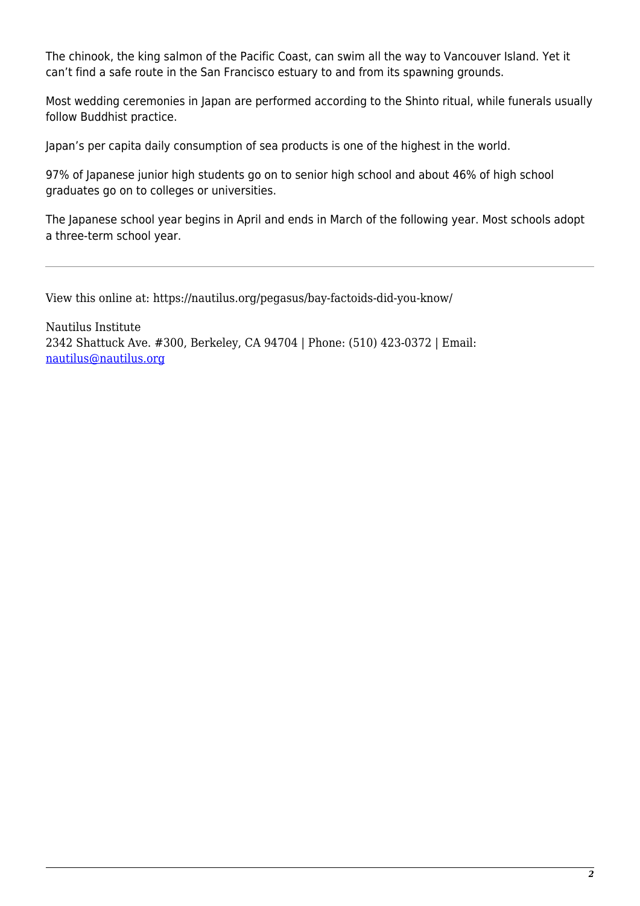The chinook, the king salmon of the Pacific Coast, can swim all the way to Vancouver Island. Yet it can't find a safe route in the San Francisco estuary to and from its spawning grounds.

Most wedding ceremonies in Japan are performed according to the Shinto ritual, while funerals usually follow Buddhist practice.

Japan's per capita daily consumption of sea products is one of the highest in the world.

97% of Japanese junior high students go on to senior high school and about 46% of high school graduates go on to colleges or universities.

The Japanese school year begins in April and ends in March of the following year. Most schools adopt a three-term school year.

---

View this online at: https://nautilus.org/pegasus/bay-factoids-did-you-know/

Nautilus Institute
2342 Shattuck Ave. #300, Berkeley, CA 94704 | Phone: (510) 423-0372 | Email: nautilus@nautilus.org